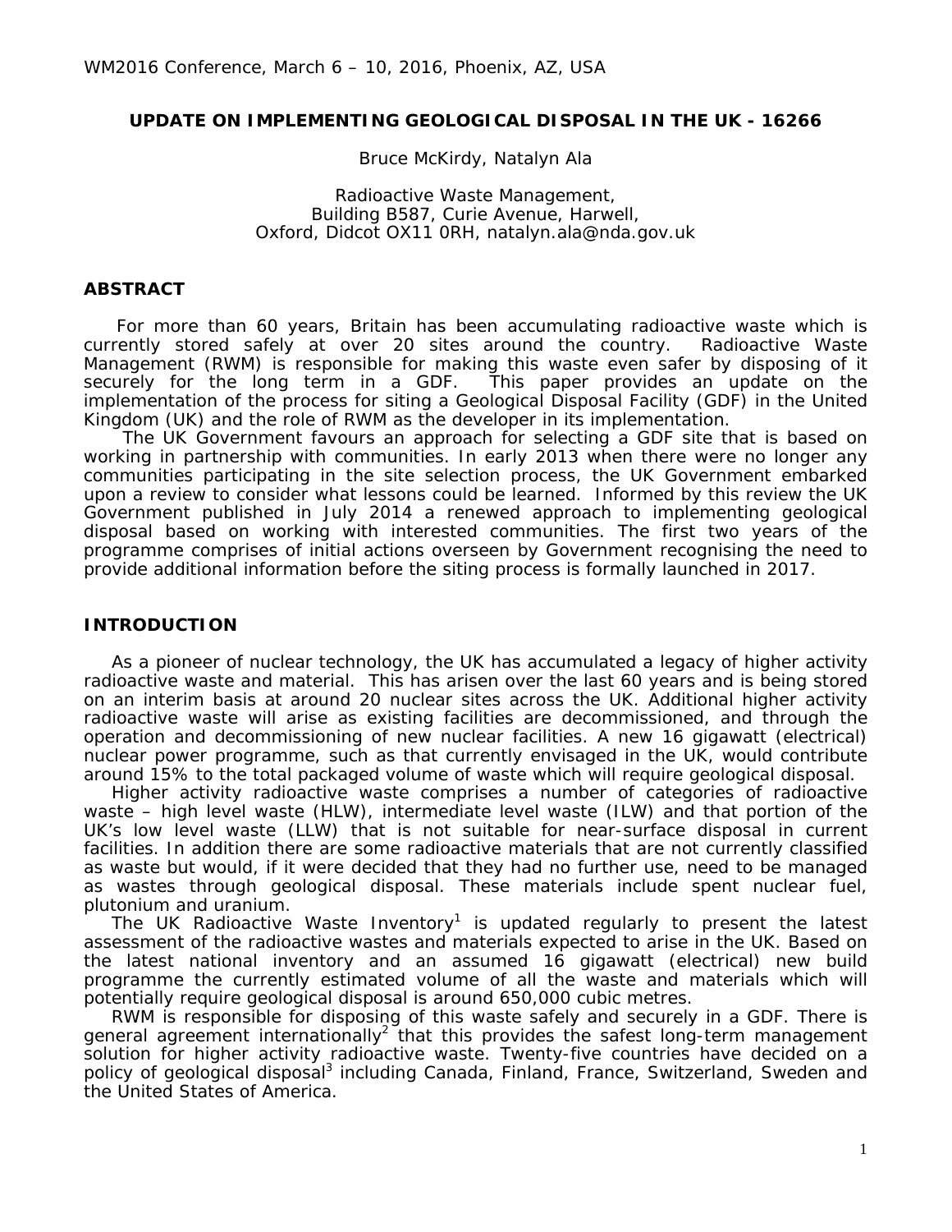# UPDATE ON IMPLEMENTING GEOLOGICAL DISPOSAL IN THE UK - 16266

Bruce McKirdy, Natalyn Ala

Radioactive Waste Management,
Building B587, Curie Avenue, Harwell,
Oxford, Didcot OX11 0RH, natalyn.ala@nda.gov.uk

## ABSTRACT

For more than 60 years, Britain has been accumulating radioactive waste which is currently stored safely at over 20 sites around the country. Radioactive Waste Management (RWM) is responsible for making this waste even safer by disposing of it securely for the long term in a GDF. This paper provides an update on the implementation of the process for siting a Geological Disposal Facility (GDF) in the United Kingdom (UK) and the role of RWM as the developer in its implementation.

The UK Government favours an approach for selecting a GDF site that is based on working in partnership with communities. In early 2013 when there were no longer any communities participating in the site selection process, the UK Government embarked upon a review to consider what lessons could be learned. Informed by this review the UK Government published in July 2014 a renewed approach to implementing geological disposal based on working with interested communities. The first two years of the programme comprises of initial actions overseen by Government recognising the need to provide additional information before the siting process is formally launched in 2017.

## INTRODUCTION

As a pioneer of nuclear technology, the UK has accumulated a legacy of higher activity radioactive waste and material. This has arisen over the last 60 years and is being stored on an interim basis at around 20 nuclear sites across the UK. Additional higher activity radioactive waste will arise as existing facilities are decommissioned, and through the operation and decommissioning of new nuclear facilities. A new 16 gigawatt (electrical) nuclear power programme, such as that currently envisaged in the UK, would contribute around 15% to the total packaged volume of waste which will require geological disposal.

Higher activity radioactive waste comprises a number of categories of radioactive waste – high level waste (HLW), intermediate level waste (ILW) and that portion of the UK's low level waste (LLW) that is not suitable for near-surface disposal in current facilities. In addition there are some radioactive materials that are not currently classified as waste but would, if it were decided that they had no further use, need to be managed as wastes through geological disposal. These materials include spent nuclear fuel, plutonium and uranium.

The UK Radioactive Waste Inventory[1] is updated regularly to present the latest assessment of the radioactive wastes and materials expected to arise in the UK. Based on the latest national inventory and an assumed 16 gigawatt (electrical) new build programme the currently estimated volume of all the waste and materials which will potentially require geological disposal is around 650,000 cubic metres.

RWM is responsible for disposing of this waste safely and securely in a GDF. There is general agreement internationally[2] that this provides the safest long-term management solution for higher activity radioactive waste. Twenty-five countries have decided on a policy of geological disposal[3] including Canada, Finland, France, Switzerland, Sweden and the United States of America.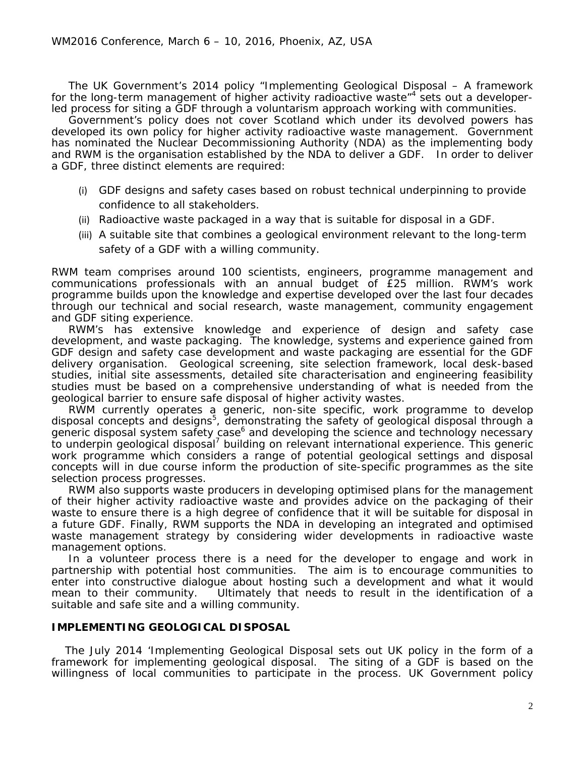The UK Government's 2014 policy "Implementing Geological Disposal – A framework for the long-term management of higher activity radioactive waste"[4] sets out a developer-led process for siting a GDF through a voluntarism approach working with communities.

Government's policy does not cover Scotland which under its devolved powers has developed its own policy for higher activity radioactive waste management. Government has nominated the Nuclear Decommissioning Authority (NDA) as the implementing body and RWM is the organisation established by the NDA to deliver a GDF. In order to deliver a GDF, three distinct elements are required:

(i) GDF designs and safety cases based on robust technical underpinning to provide confidence to all stakeholders.
(ii) Radioactive waste packaged in a way that is suitable for disposal in a GDF.
(iii) A suitable site that combines a geological environment relevant to the long-term safety of a GDF with a willing community.

RWM team comprises around 100 scientists, engineers, programme management and communications professionals with an annual budget of £25 million. RWM's work programme builds upon the knowledge and expertise developed over the last four decades through our technical and social research, waste management, community engagement and GDF siting experience.

RWM's has extensive knowledge and experience of design and safety case development, and waste packaging. The knowledge, systems and experience gained from GDF design and safety case development and waste packaging are essential for the GDF delivery organisation. Geological screening, site selection framework, local desk-based studies, initial site assessments, detailed site characterisation and engineering feasibility studies must be based on a comprehensive understanding of what is needed from the geological barrier to ensure safe disposal of higher activity wastes.

RWM currently operates a generic, non-site specific, work programme to develop disposal concepts and designs[5], demonstrating the safety of geological disposal through a generic disposal system safety case[6] and developing the science and technology necessary to underpin geological disposal[7] building on relevant international experience. This generic work programme which considers a range of potential geological settings and disposal concepts will in due course inform the production of site-specific programmes as the site selection process progresses.

RWM also supports waste producers in developing optimised plans for the management of their higher activity radioactive waste and provides advice on the packaging of their waste to ensure there is a high degree of confidence that it will be suitable for disposal in a future GDF. Finally, RWM supports the NDA in developing an integrated and optimised waste management strategy by considering wider developments in radioactive waste management options.

In a volunteer process there is a need for the developer to engage and work in partnership with potential host communities. The aim is to encourage communities to enter into constructive dialogue about hosting such a development and what it would mean to their community. Ultimately that needs to result in the identification of a suitable and safe site and a willing community.

## IMPLEMENTING GEOLOGICAL DISPOSAL

The July 2014 'Implementing Geological Disposal sets out UK policy in the form of a framework for implementing geological disposal. The siting of a GDF is based on the willingness of local communities to participate in the process. UK Government policy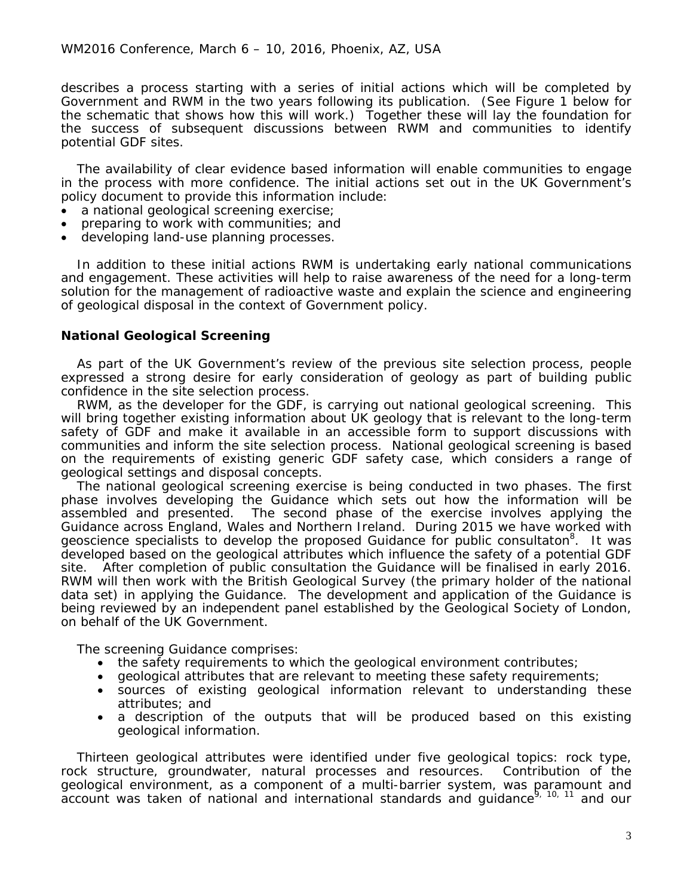describes a process starting with a series of initial actions which will be completed by Government and RWM in the two years following its publication. (See Figure 1 below for the schematic that shows how this will work.) Together these will lay the foundation for the success of subsequent discussions between RWM and communities to identify potential GDF sites.

The availability of clear evidence based information will enable communities to engage in the process with more confidence. The initial actions set out in the UK Government's policy document to provide this information include:

- a national geological screening exercise;
- preparing to work with communities; and
- developing land-use planning processes.

In addition to these initial actions RWM is undertaking early national communications and engagement. These activities will help to raise awareness of the need for a long-term solution for the management of radioactive waste and explain the science and engineering of geological disposal in the context of Government policy.

### National Geological Screening

As part of the UK Government's review of the previous site selection process, people expressed a strong desire for early consideration of geology as part of building public confidence in the site selection process.

RWM, as the developer for the GDF, is carrying out national geological screening. This will bring together existing information about UK geology that is relevant to the long-term safety of GDF and make it available in an accessible form to support discussions with communities and inform the site selection process. National geological screening is based on the requirements of existing generic GDF safety case, which considers a range of geological settings and disposal concepts.

The national geological screening exercise is being conducted in two phases. The first phase involves developing the Guidance which sets out how the information will be assembled and presented. The second phase of the exercise involves applying the Guidance across England, Wales and Northern Ireland. During 2015 we have worked with geoscience specialists to develop the proposed Guidance for public consultaton[8]. It was developed based on the geological attributes which influence the safety of a potential GDF site. After completion of public consultation the Guidance will be finalised in early 2016. RWM will then work with the British Geological Survey (the primary holder of the national data set) in applying the Guidance. The development and application of the Guidance is being reviewed by an independent panel established by the Geological Society of London, on behalf of the UK Government.

The screening Guidance comprises:

- the safety requirements to which the geological environment contributes;
- geological attributes that are relevant to meeting these safety requirements;
- sources of existing geological information relevant to understanding these attributes; and
- a description of the outputs that will be produced based on this existing geological information.

Thirteen geological attributes were identified under five geological topics: rock type, rock structure, groundwater, natural processes and resources. Contribution of the geological environment, as a component of a multi-barrier system, was paramount and account was taken of national and international standards and guidance[9, 10, 11] and our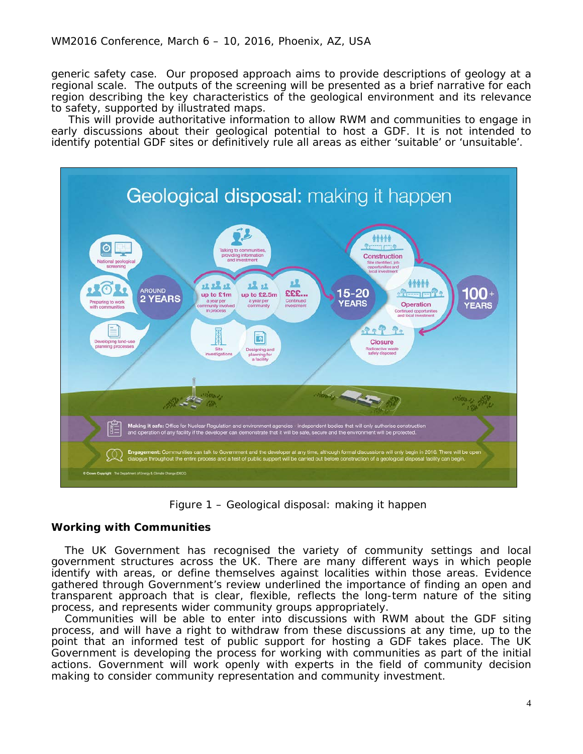generic safety case. Our proposed approach aims to provide descriptions of geology at a regional scale. The outputs of the screening will be presented as a brief narrative for each region describing the key characteristics of the geological environment and its relevance to safety, supported by illustrated maps.

This will provide authoritative information to allow RWM and communities to engage in early discussions about their geological potential to host a GDF. It is not intended to identify potential GDF sites or definitively rule all areas as either 'suitable' or 'unsuitable'.

Figure 1 – Geological disposal: making it happen

## Working with Communities

The UK Government has recognised the variety of community settings and local government structures across the UK. There are many different ways in which people identify with areas, or define themselves against localities within those areas. Evidence gathered through Government's review underlined the importance of finding an open and transparent approach that is clear, flexible, reflects the long-term nature of the siting process, and represents wider community groups appropriately.

Communities will be able to enter into discussions with RWM about the GDF siting process, and will have a right to withdraw from these discussions at any time, up to the point that an informed test of public support for hosting a GDF takes place. The UK Government is developing the process for working with communities as part of the initial actions. Government will work openly with experts in the field of community decision making to consider community representation and community investment.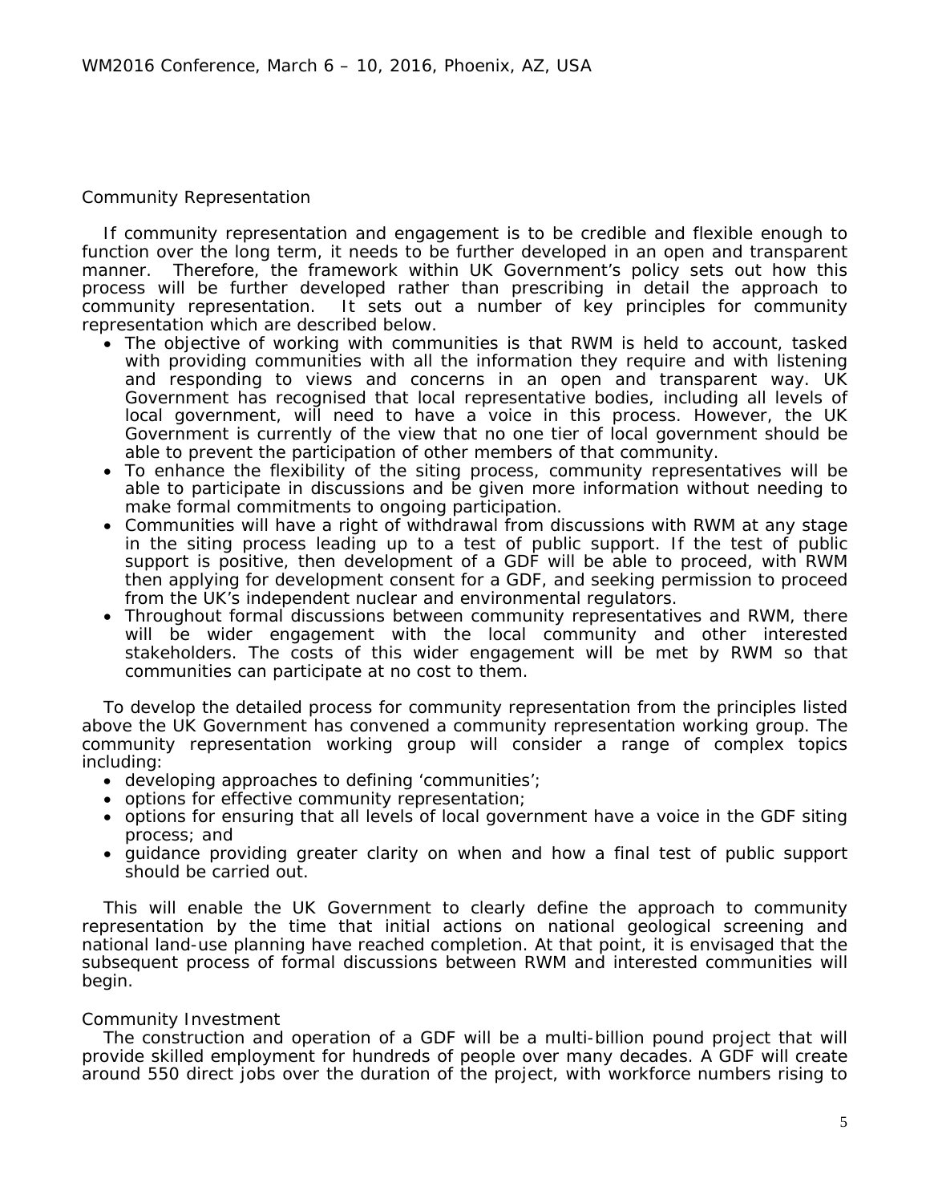### Community Representation

If community representation and engagement is to be credible and flexible enough to function over the long term, it needs to be further developed in an open and transparent manner. Therefore, the framework within UK Government's policy sets out how this process will be further developed rather than prescribing in detail the approach to community representation. It sets out a number of key principles for community representation which are described below.

- The objective of working with communities is that RWM is held to account, tasked with providing communities with all the information they require and with listening and responding to views and concerns in an open and transparent way. UK Government has recognised that local representative bodies, including all levels of local government, will need to have a voice in this process. However, the UK Government is currently of the view that no one tier of local government should be able to prevent the participation of other members of that community.
- To enhance the flexibility of the siting process, community representatives will be able to participate in discussions and be given more information without needing to make formal commitments to ongoing participation.
- Communities will have a right of withdrawal from discussions with RWM at any stage in the siting process leading up to a test of public support. If the test of public support is positive, then development of a GDF will be able to proceed, with RWM then applying for development consent for a GDF, and seeking permission to proceed from the UK's independent nuclear and environmental regulators.
- Throughout formal discussions between community representatives and RWM, there will be wider engagement with the local community and other interested stakeholders. The costs of this wider engagement will be met by RWM so that communities can participate at no cost to them.

To develop the detailed process for community representation from the principles listed above the UK Government has convened a community representation working group. The community representation working group will consider a range of complex topics including:

- developing approaches to defining 'communities';
- options for effective community representation;
- options for ensuring that all levels of local government have a voice in the GDF siting process; and
- guidance providing greater clarity on when and how a final test of public support should be carried out.

This will enable the UK Government to clearly define the approach to community representation by the time that initial actions on national geological screening and national land-use planning have reached completion. At that point, it is envisaged that the subsequent process of formal discussions between RWM and interested communities will begin.

### Community Investment

The construction and operation of a GDF will be a multi-billion pound project that will provide skilled employment for hundreds of people over many decades. A GDF will create around 550 direct jobs over the duration of the project, with workforce numbers rising to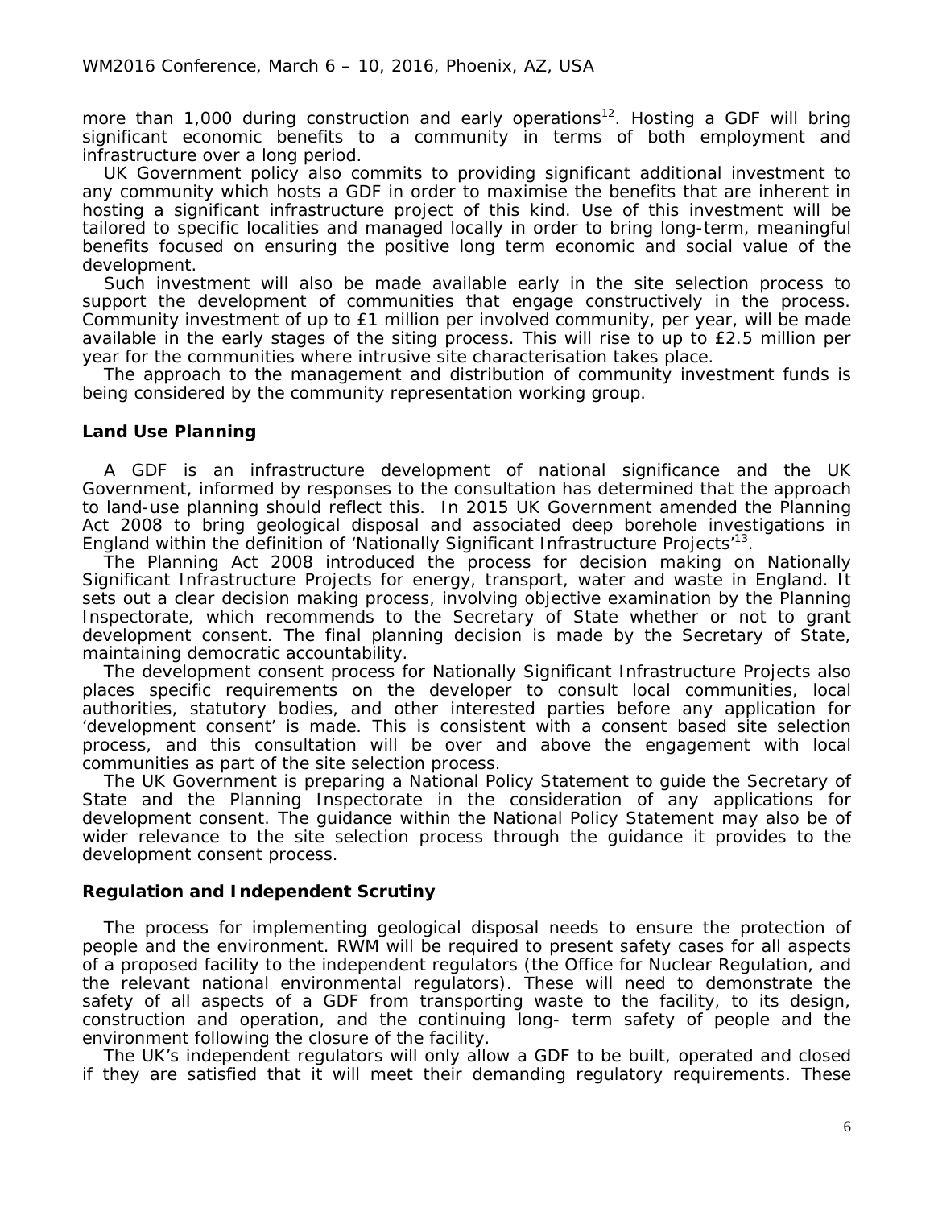more than 1,000 during construction and early operations[12]. Hosting a GDF will bring significant economic benefits to a community in terms of both employment and infrastructure over a long period.

UK Government policy also commits to providing significant additional investment to any community which hosts a GDF in order to maximise the benefits that are inherent in hosting a significant infrastructure project of this kind. Use of this investment will be tailored to specific localities and managed locally in order to bring long-term, meaningful benefits focused on ensuring the positive long term economic and social value of the development.

Such investment will also be made available early in the site selection process to support the development of communities that engage constructively in the process. Community investment of up to £1 million per involved community, per year, will be made available in the early stages of the siting process. This will rise to up to £2.5 million per year for the communities where intrusive site characterisation takes place.

The approach to the management and distribution of community investment funds is being considered by the community representation working group.

**Land Use Planning**

A GDF is an infrastructure development of national significance and the UK Government, informed by responses to the consultation has determined that the approach to land-use planning should reflect this. In 2015 UK Government amended the Planning Act 2008 to bring geological disposal and associated deep borehole investigations in England within the definition of 'Nationally Significant Infrastructure Projects'[13].

The Planning Act 2008 introduced the process for decision making on Nationally Significant Infrastructure Projects for energy, transport, water and waste in England. It sets out a clear decision making process, involving objective examination by the Planning Inspectorate, which recommends to the Secretary of State whether or not to grant development consent. The final planning decision is made by the Secretary of State, maintaining democratic accountability.

The development consent process for Nationally Significant Infrastructure Projects also places specific requirements on the developer to consult local communities, local authorities, statutory bodies, and other interested parties before any application for 'development consent' is made. This is consistent with a consent based site selection process, and this consultation will be over and above the engagement with local communities as part of the site selection process.

The UK Government is preparing a National Policy Statement to guide the Secretary of State and the Planning Inspectorate in the consideration of any applications for development consent. The guidance within the National Policy Statement may also be of wider relevance to the site selection process through the guidance it provides to the development consent process.

**Regulation and Independent Scrutiny**

The process for implementing geological disposal needs to ensure the protection of people and the environment. RWM will be required to present safety cases for all aspects of a proposed facility to the independent regulators (the Office for Nuclear Regulation, and the relevant national environmental regulators). These will need to demonstrate the safety of all aspects of a GDF from transporting waste to the facility, to its design, construction and operation, and the continuing long- term safety of people and the environment following the closure of the facility.

The UK's independent regulators will only allow a GDF to be built, operated and closed if they are satisfied that it will meet their demanding regulatory requirements. These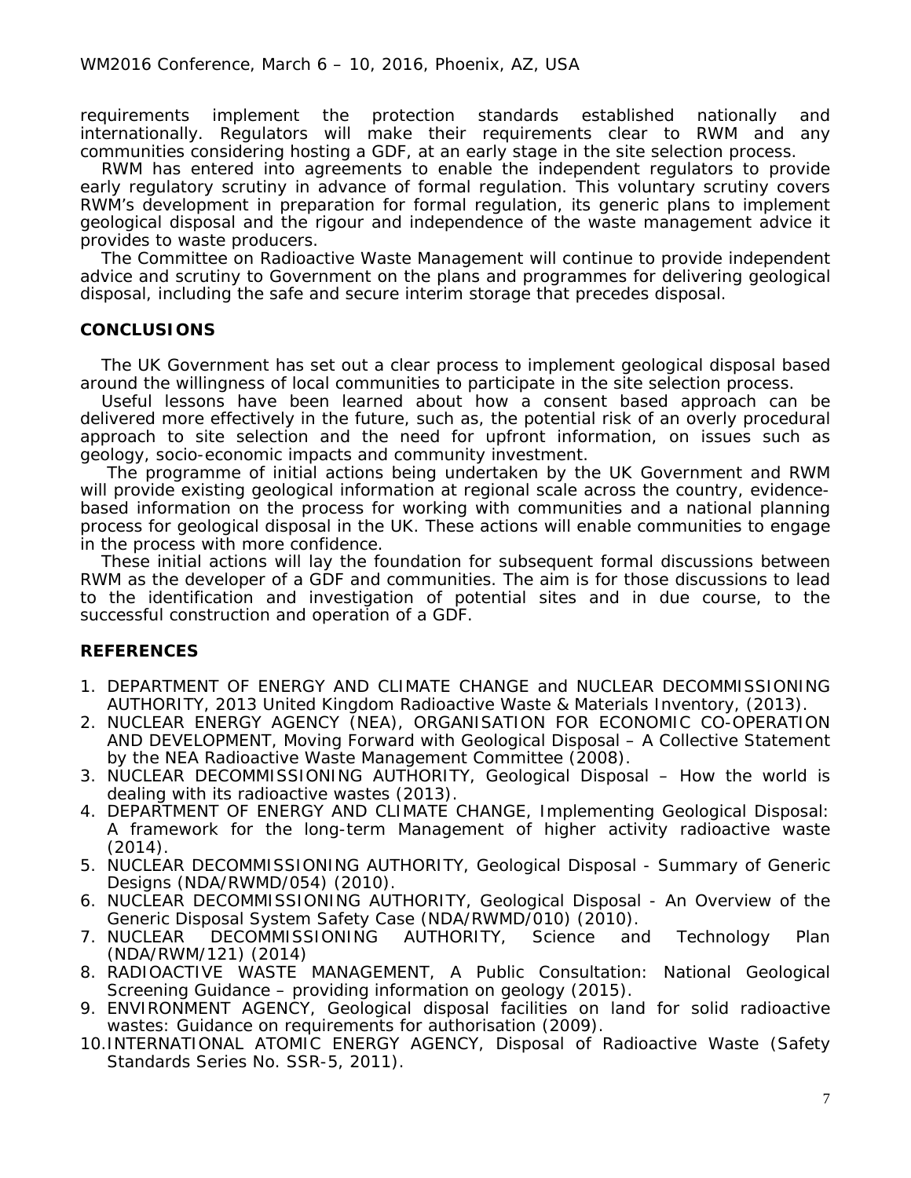requirements implement the protection standards established nationally and internationally. Regulators will make their requirements clear to RWM and any communities considering hosting a GDF, at an early stage in the site selection process.

RWM has entered into agreements to enable the independent regulators to provide early regulatory scrutiny in advance of formal regulation. This voluntary scrutiny covers RWM's development in preparation for formal regulation, its generic plans to implement geological disposal and the rigour and independence of the waste management advice it provides to waste producers.

The Committee on Radioactive Waste Management will continue to provide independent advice and scrutiny to Government on the plans and programmes for delivering geological disposal, including the safe and secure interim storage that precedes disposal.

## CONCLUSIONS

The UK Government has set out a clear process to implement geological disposal based around the willingness of local communities to participate in the site selection process.

Useful lessons have been learned about how a consent based approach can be delivered more effectively in the future, such as, the potential risk of an overly procedural approach to site selection and the need for upfront information, on issues such as geology, socio-economic impacts and community investment.

The programme of initial actions being undertaken by the UK Government and RWM will provide existing geological information at regional scale across the country, evidence-based information on the process for working with communities and a national planning process for geological disposal in the UK. These actions will enable communities to engage in the process with more confidence.

These initial actions will lay the foundation for subsequent formal discussions between RWM as the developer of a GDF and communities. The aim is for those discussions to lead to the identification and investigation of potential sites and in due course, to the successful construction and operation of a GDF.

## REFERENCES

1. DEPARTMENT OF ENERGY AND CLIMATE CHANGE and NUCLEAR DECOMMISSIONING AUTHORITY, 2013 United Kingdom Radioactive Waste & Materials Inventory, (2013).
2. NUCLEAR ENERGY AGENCY (NEA), ORGANISATION FOR ECONOMIC CO-OPERATION AND DEVELOPMENT, Moving Forward with Geological Disposal – A Collective Statement by the NEA Radioactive Waste Management Committee (2008).
3. NUCLEAR DECOMMISSIONING AUTHORITY, Geological Disposal – How the world is dealing with its radioactive wastes (2013).
4. DEPARTMENT OF ENERGY AND CLIMATE CHANGE, Implementing Geological Disposal: A framework for the long-term Management of higher activity radioactive waste (2014).
5. NUCLEAR DECOMMISSIONING AUTHORITY, Geological Disposal - Summary of Generic Designs (NDA/RWMD/054) (2010).
6. NUCLEAR DECOMMISSIONING AUTHORITY, Geological Disposal - An Overview of the Generic Disposal System Safety Case (NDA/RWMD/010) (2010).
7. NUCLEAR DECOMMISSIONING AUTHORITY, Science and Technology Plan (NDA/RWM/121) (2014)
8. RADIOACTIVE WASTE MANAGEMENT, A Public Consultation: National Geological Screening Guidance – providing information on geology (2015).
9. ENVIRONMENT AGENCY, Geological disposal facilities on land for solid radioactive wastes: Guidance on requirements for authorisation (2009).
10. INTERNATIONAL ATOMIC ENERGY AGENCY, Disposal of Radioactive Waste (Safety Standards Series No. SSR-5, 2011).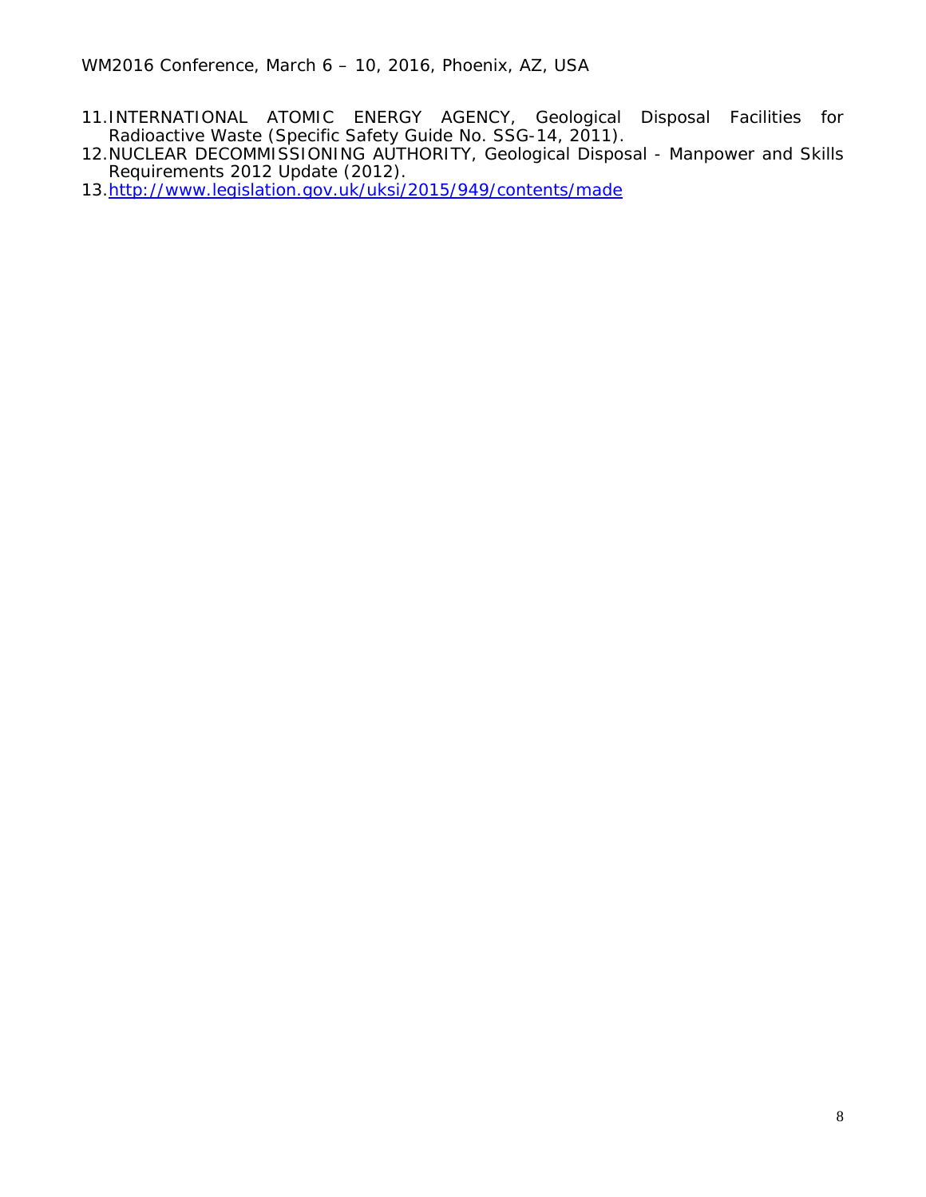11. INTERNATIONAL ATOMIC ENERGY AGENCY, Geological Disposal Facilities for Radioactive Waste (Specific Safety Guide No. SSG-14, 2011).
12. NUCLEAR DECOMMISSIONING AUTHORITY, Geological Disposal - Manpower and Skills Requirements 2012 Update (2012).
13. http://www.legislation.gov.uk/uksi/2015/949/contents/made